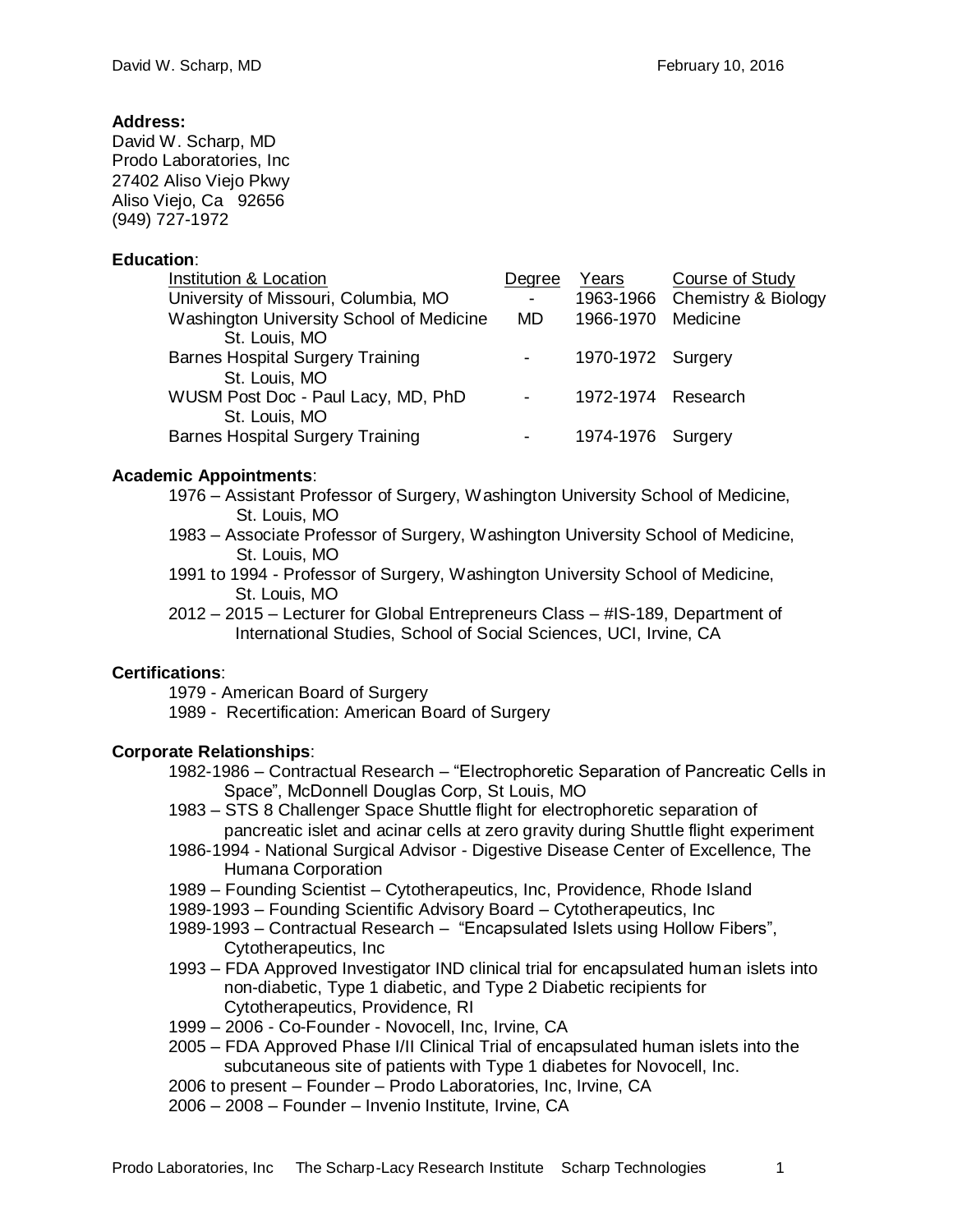**Address:**
David W. Scharp, MD
Prodo Laboratories, Inc
27402 Aliso Viejo Pkwy
Aliso Viejo, Ca 92656
(949) 727-1972

**Education**:

| Institution & Location | Degree | Years | Course of Study |
|---|---|---|---|
| University of Missouri, Columbia, MO | - | 1963-1966 | Chemistry & Biology |
| Washington University School of Medicine St. Louis, MO | MD | 1966-1970 | Medicine |
| Barnes Hospital Surgery Training St. Louis, MO | - | 1970-1972 | Surgery |
| WUSM Post Doc - Paul Lacy, MD, PhD St. Louis, MO | - | 1972-1974 | Research |
| Barnes Hospital Surgery Training | - | 1974-1976 | Surgery |

**Academic Appointments**:

- 1976 – Assistant Professor of Surgery, Washington University School of Medicine, St. Louis, MO
- 1983 – Associate Professor of Surgery, Washington University School of Medicine, St. Louis, MO
- 1991 to 1994 - Professor of Surgery, Washington University School of Medicine, St. Louis, MO
- 2012 – 2015 – Lecturer for Global Entrepreneurs Class – #IS-189, Department of International Studies, School of Social Sciences, UCI, Irvine, CA

**Certifications**:

- 1979 - American Board of Surgery
- 1989 - Recertification: American Board of Surgery

**Corporate Relationships**:

- 1982-1986 – Contractual Research – "Electrophoretic Separation of Pancreatic Cells in Space", McDonnell Douglas Corp, St Louis, MO
- 1983 – STS 8 Challenger Space Shuttle flight for electrophoretic separation of pancreatic islet and acinar cells at zero gravity during Shuttle flight experiment
- 1986-1994 - National Surgical Advisor - Digestive Disease Center of Excellence, The Humana Corporation
- 1989 – Founding Scientist – Cytotherapeutics, Inc, Providence, Rhode Island
- 1989-1993 – Founding Scientific Advisory Board – Cytotherapeutics, Inc
- 1989-1993 – Contractual Research – "Encapsulated Islets using Hollow Fibers", Cytotherapeutics, Inc
- 1993 – FDA Approved Investigator IND clinical trial for encapsulated human islets into non-diabetic, Type 1 diabetic, and Type 2 Diabetic recipients for Cytotherapeutics, Providence, RI
- 1999 – 2006 - Co-Founder - Novocell, Inc, Irvine, CA
- 2005 – FDA Approved Phase I/II Clinical Trial of encapsulated human islets into the subcutaneous site of patients with Type 1 diabetes for Novocell, Inc.
- 2006 to present – Founder – Prodo Laboratories, Inc, Irvine, CA
- 2006 – 2008 – Founder – Invenio Institute, Irvine, CA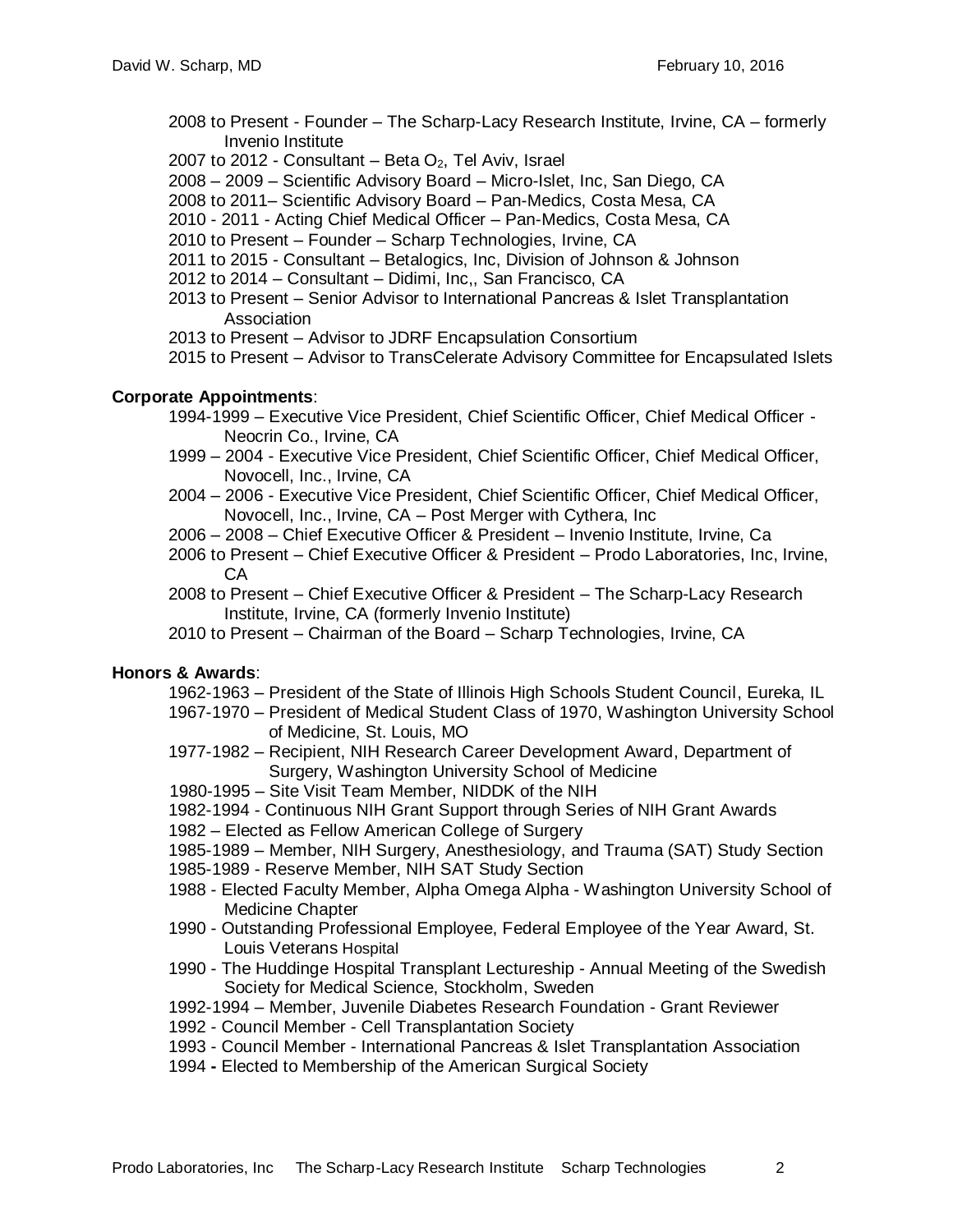- 2008 to Present - Founder – The Scharp-Lacy Research Institute, Irvine, CA – formerly Invenio Institute
- 2007 to 2012 - Consultant – Beta $O_2$, Tel Aviv, Israel
- 2008 – 2009 – Scientific Advisory Board – Micro-Islet, Inc, San Diego, CA
- 2008 to 2011– Scientific Advisory Board – Pan-Medics, Costa Mesa, CA
- 2010 - 2011 - Acting Chief Medical Officer – Pan-Medics, Costa Mesa, CA
- 2010 to Present – Founder – Scharp Technologies, Irvine, CA
- 2011 to 2015 - Consultant – Betalogics, Inc, Division of Johnson & Johnson
- 2012 to 2014 – Consultant – Didimi, Inc,, San Francisco, CA
- 2013 to Present – Senior Advisor to International Pancreas & Islet Transplantation Association
- 2013 to Present – Advisor to JDRF Encapsulation Consortium
- 2015 to Present – Advisor to TransCelerate Advisory Committee for Encapsulated Islets

**Corporate Appointments**:

- 1994-1999 – Executive Vice President, Chief Scientific Officer, Chief Medical Officer - Neocrin Co., Irvine, CA
- 1999 – 2004 - Executive Vice President, Chief Scientific Officer, Chief Medical Officer, Novocell, Inc., Irvine, CA
- 2004 – 2006 - Executive Vice President, Chief Scientific Officer, Chief Medical Officer, Novocell, Inc., Irvine, CA – Post Merger with Cythera, Inc
- 2006 – 2008 – Chief Executive Officer & President – Invenio Institute, Irvine, Ca
- 2006 to Present – Chief Executive Officer & President – Prodo Laboratories, Inc, Irvine, CA
- 2008 to Present – Chief Executive Officer & President – The Scharp-Lacy Research Institute, Irvine, CA (formerly Invenio Institute)
- 2010 to Present – Chairman of the Board – Scharp Technologies, Irvine, CA

**Honors & Awards**:

- 1962-1963 – President of the State of Illinois High Schools Student Council, Eureka, IL
- 1967-1970 – President of Medical Student Class of 1970, Washington University School of Medicine, St. Louis, MO
- 1977-1982 – Recipient, NIH Research Career Development Award, Department of Surgery, Washington University School of Medicine
- 1980-1995 – Site Visit Team Member, NIDDK of the NIH
- 1982-1994 - Continuous NIH Grant Support through Series of NIH Grant Awards
- 1982 – Elected as Fellow American College of Surgery
- 1985-1989 – Member, NIH Surgery, Anesthesiology, and Trauma (SAT) Study Section
- 1985-1989 - Reserve Member, NIH SAT Study Section
- 1988 - Elected Faculty Member, Alpha Omega Alpha - Washington University School of Medicine Chapter
- 1990 - Outstanding Professional Employee, Federal Employee of the Year Award, St. Louis Veterans Hospital
- 1990 - The Huddinge Hospital Transplant Lectureship - Annual Meeting of the Swedish Society for Medical Science, Stockholm, Sweden
- 1992-1994 – Member, Juvenile Diabetes Research Foundation - Grant Reviewer
- 1992 - Council Member - Cell Transplantation Society
- 1993 - Council Member - International Pancreas & Islet Transplantation Association
- 1994 - Elected to Membership of the American Surgical Society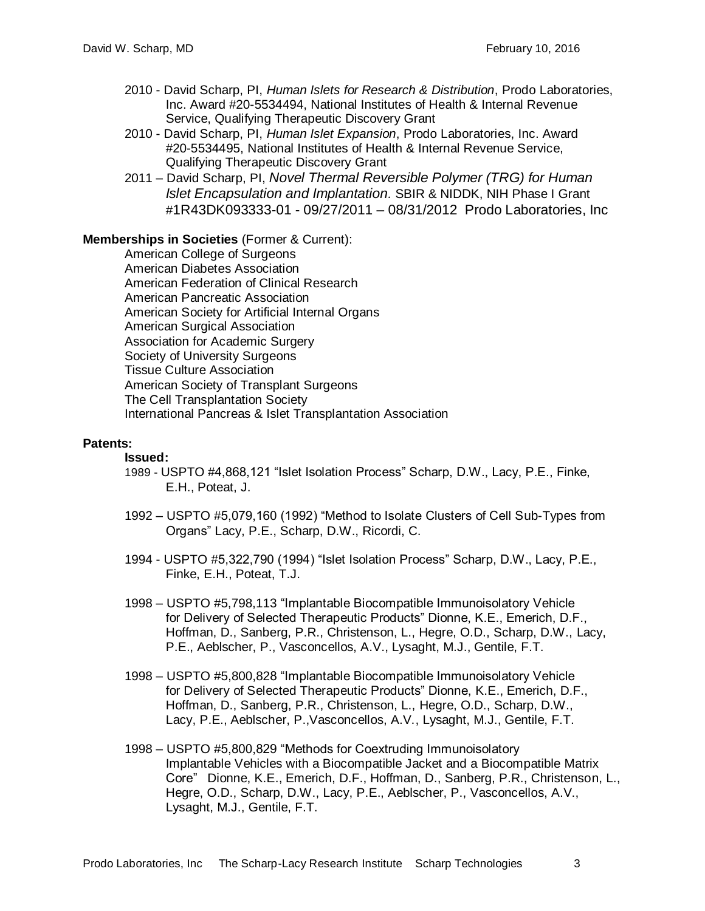2010 - David Scharp, PI, *Human Islets for Research & Distribution*, Prodo Laboratories, Inc. Award #20-5534494, National Institutes of Health & Internal Revenue Service, Qualifying Therapeutic Discovery Grant

2010 - David Scharp, PI, *Human Islet Expansion*, Prodo Laboratories, Inc. Award #20-5534495, National Institutes of Health & Internal Revenue Service, Qualifying Therapeutic Discovery Grant

2011 – David Scharp, PI, *Novel Thermal Reversible Polymer (TRG) for Human Islet Encapsulation and Implantation.* SBIR & NIDDK, NIH Phase I Grant #1R43DK093333-01 - 09/27/2011 – 08/31/2012 Prodo Laboratories, Inc

**Memberships in Societies** (Former & Current):

American College of Surgeons
American Diabetes Association
American Federation of Clinical Research
American Pancreatic Association
American Society for Artificial Internal Organs
American Surgical Association
Association for Academic Surgery
Society of University Surgeons
Tissue Culture Association
American Society of Transplant Surgeons
The Cell Transplantation Society
International Pancreas & Islet Transplantation Association

**Patents:**

**Issued:**

1989 - USPTO #4,868,121 "Islet Isolation Process" Scharp, D.W., Lacy, P.E., Finke, E.H., Poteat, J.

1992 – USPTO #5,079,160 (1992) "Method to Isolate Clusters of Cell Sub-Types from Organs" Lacy, P.E., Scharp, D.W., Ricordi, C.

1994 - USPTO #5,322,790 (1994) "Islet Isolation Process" Scharp, D.W., Lacy, P.E., Finke, E.H., Poteat, T.J.

1998 – USPTO #5,798,113 "Implantable Biocompatible Immunoisolatory Vehicle for Delivery of Selected Therapeutic Products" Dionne, K.E., Emerich, D.F., Hoffman, D., Sanberg, P.R., Christenson, L., Hegre, O.D., Scharp, D.W., Lacy, P.E., Aeblscher, P., Vasconcellos, A.V., Lysaght, M.J., Gentile, F.T.

1998 – USPTO #5,800,828 "Implantable Biocompatible Immunoisolatory Vehicle for Delivery of Selected Therapeutic Products" Dionne, K.E., Emerich, D.F., Hoffman, D., Sanberg, P.R., Christenson, L., Hegre, O.D., Scharp, D.W., Lacy, P.E., Aeblscher, P.,Vasconcellos, A.V., Lysaght, M.J., Gentile, F.T.

1998 – USPTO #5,800,829 "Methods for Coextruding Immunoisolatory Implantable Vehicles with a Biocompatible Jacket and a Biocompatible Matrix Core" Dionne, K.E., Emerich, D.F., Hoffman, D., Sanberg, P.R., Christenson, L., Hegre, O.D., Scharp, D.W., Lacy, P.E., Aeblscher, P., Vasconcellos, A.V., Lysaght, M.J., Gentile, F.T.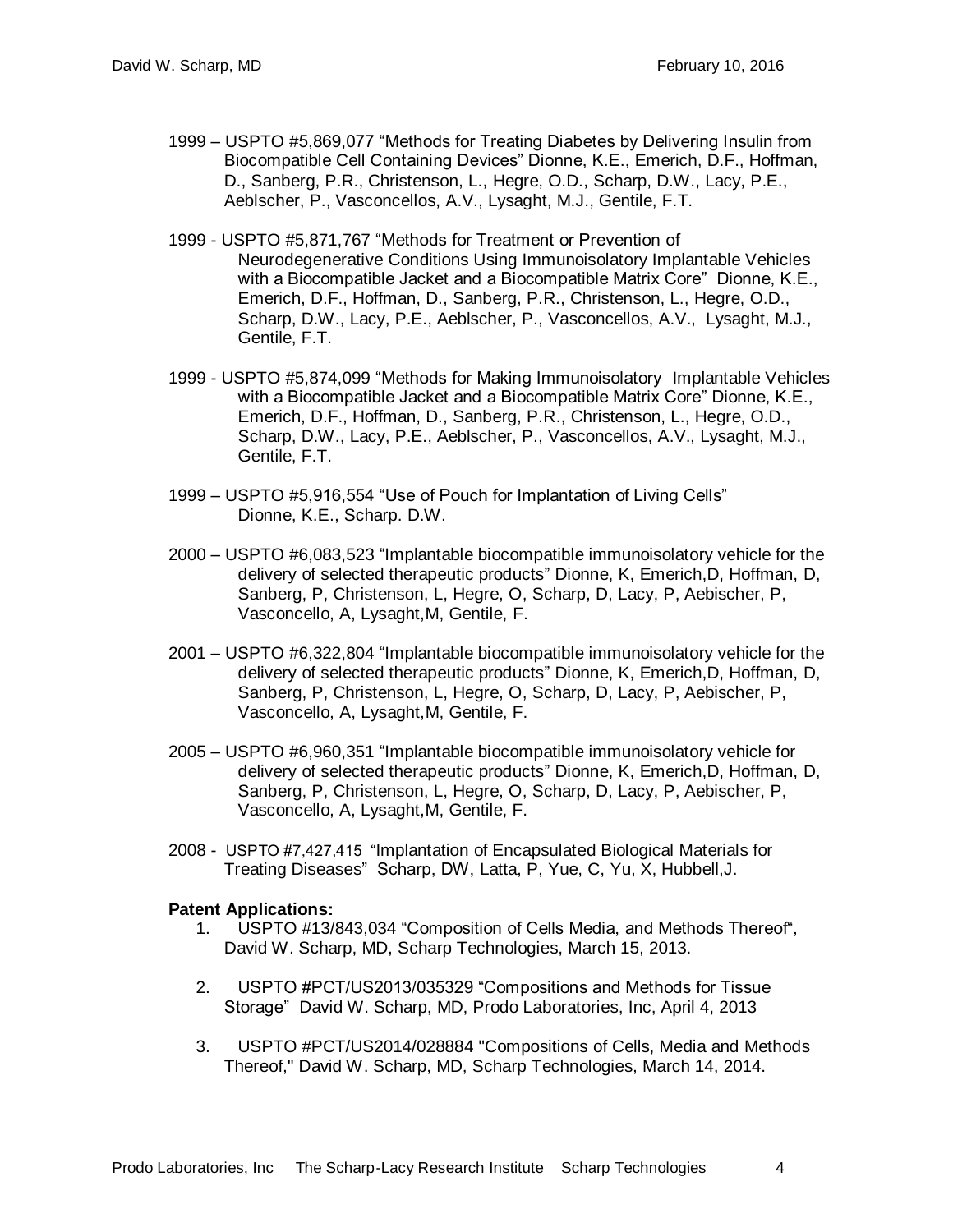1999 – USPTO #5,869,077 "Methods for Treating Diabetes by Delivering Insulin from Biocompatible Cell Containing Devices" Dionne, K.E., Emerich, D.F., Hoffman, D., Sanberg, P.R., Christenson, L., Hegre, O.D., Scharp, D.W., Lacy, P.E., Aeblscher, P., Vasconcellos, A.V., Lysaght, M.J., Gentile, F.T.

1999 - USPTO #5,871,767 "Methods for Treatment or Prevention of Neurodegenerative Conditions Using Immunoisolatory Implantable Vehicles with a Biocompatible Jacket and a Biocompatible Matrix Core" Dionne, K.E., Emerich, D.F., Hoffman, D., Sanberg, P.R., Christenson, L., Hegre, O.D., Scharp, D.W., Lacy, P.E., Aeblscher, P., Vasconcellos, A.V., Lysaght, M.J., Gentile, F.T.

1999 - USPTO #5,874,099 "Methods for Making Immunoisolatory Implantable Vehicles with a Biocompatible Jacket and a Biocompatible Matrix Core" Dionne, K.E., Emerich, D.F., Hoffman, D., Sanberg, P.R., Christenson, L., Hegre, O.D., Scharp, D.W., Lacy, P.E., Aeblscher, P., Vasconcellos, A.V., Lysaght, M.J., Gentile, F.T.

1999 – USPTO #5,916,554 "Use of Pouch for Implantation of Living Cells" Dionne, K.E., Scharp. D.W.

2000 – USPTO #6,083,523 "Implantable biocompatible immunoisolatory vehicle for the delivery of selected therapeutic products" Dionne, K, Emerich,D, Hoffman, D, Sanberg, P, Christenson, L, Hegre, O, Scharp, D, Lacy, P, Aebischer, P, Vasconcello, A, Lysaght,M, Gentile, F.

2001 – USPTO #6,322,804 "Implantable biocompatible immunoisolatory vehicle for the delivery of selected therapeutic products" Dionne, K, Emerich,D, Hoffman, D, Sanberg, P, Christenson, L, Hegre, O, Scharp, D, Lacy, P, Aebischer, P, Vasconcello, A, Lysaght,M, Gentile, F.

2005 – USPTO #6,960,351 "Implantable biocompatible immunoisolatory vehicle for delivery of selected therapeutic products" Dionne, K, Emerich,D, Hoffman, D, Sanberg, P, Christenson, L, Hegre, O, Scharp, D, Lacy, P, Aebischer, P, Vasconcello, A, Lysaght,M, Gentile, F.

2008 - USPTO #7,427,415 "Implantation of Encapsulated Biological Materials for Treating Diseases" Scharp, DW, Latta, P, Yue, C, Yu, X, Hubbell,J.

**Patent Applications:**

1. USPTO #13/843,034 "Composition of Cells Media, and Methods Thereof", David W. Scharp, MD, Scharp Technologies, March 15, 2013.

2. USPTO #PCT/US2013/035329 "Compositions and Methods for Tissue Storage" David W. Scharp, MD, Prodo Laboratories, Inc, April 4, 2013

3. USPTO #PCT/US2014/028884 "Compositions of Cells, Media and Methods Thereof," David W. Scharp, MD, Scharp Technologies, March 14, 2014.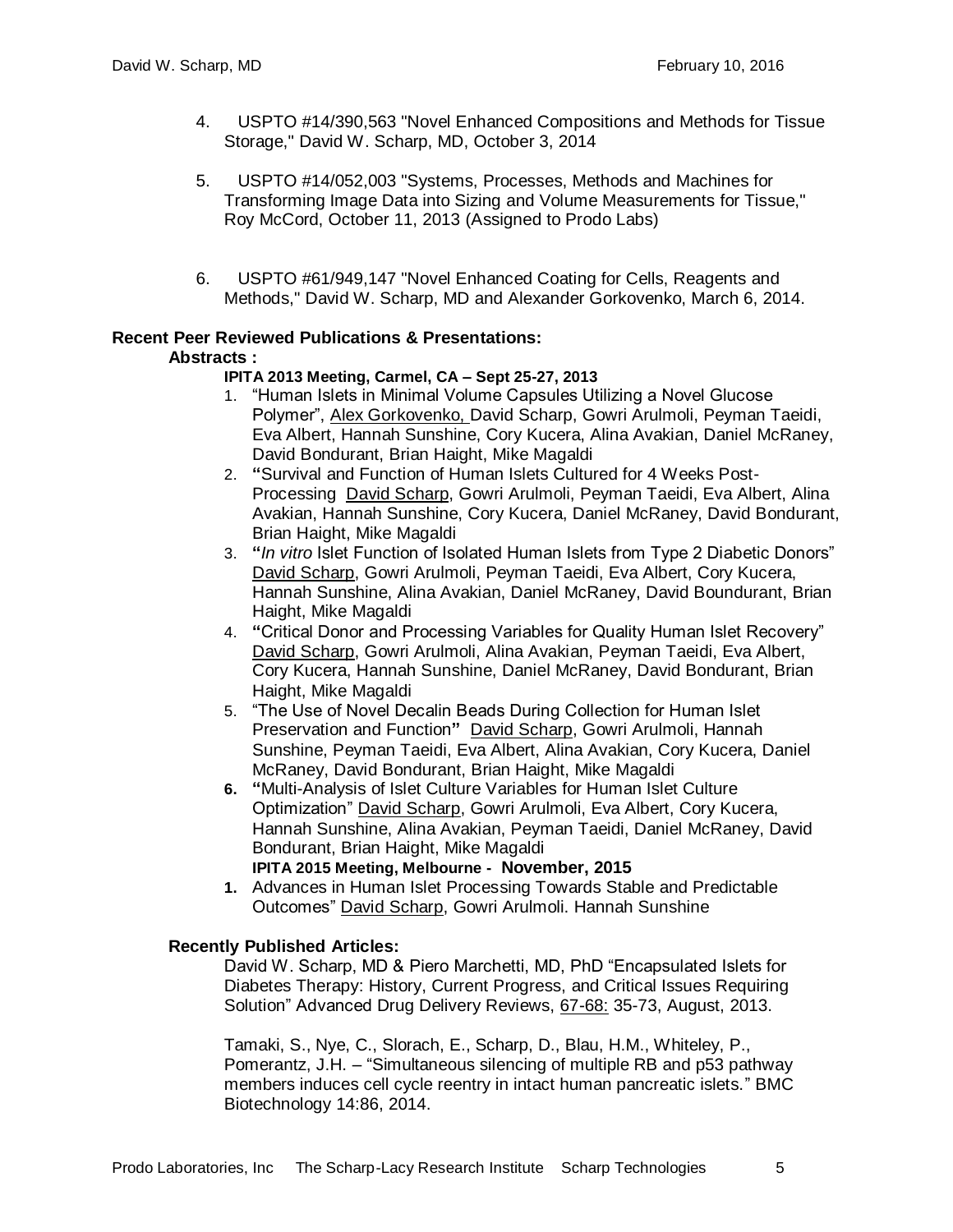4. USPTO #14/390,563 "Novel Enhanced Compositions and Methods for Tissue Storage," David W. Scharp, MD, October 3, 2014

5. USPTO #14/052,003 "Systems, Processes, Methods and Machines for Transforming Image Data into Sizing and Volume Measurements for Tissue," Roy McCord, October 11, 2013 (Assigned to Prodo Labs)

6. USPTO #61/949,147 "Novel Enhanced Coating for Cells, Reagents and Methods," David W. Scharp, MD and Alexander Gorkovenko, March 6, 2014.

**Recent Peer Reviewed Publications & Presentations:**

**Abstracts :**

**IPITA 2013 Meeting, Carmel, CA – Sept 25-27, 2013**

1. "Human Islets in Minimal Volume Capsules Utilizing a Novel Glucose Polymer", Alex Gorkovenko, David Scharp, Gowri Arulmoli, Peyman Taeidi, Eva Albert, Hannah Sunshine, Cory Kucera, Alina Avakian, Daniel McRaney, David Bondurant, Brian Haight, Mike Magaldi
2. **"**Survival and Function of Human Islets Cultured for 4 Weeks Post-Processing David Scharp, Gowri Arulmoli, Peyman Taeidi, Eva Albert, Alina Avakian, Hannah Sunshine, Cory Kucera, Daniel McRaney, David Bondurant, Brian Haight, Mike Magaldi
3. **"***In vitro* Islet Function of Isolated Human Islets from Type 2 Diabetic Donors" David Scharp, Gowri Arulmoli, Peyman Taeidi, Eva Albert, Cory Kucera, Hannah Sunshine, Alina Avakian, Daniel McRaney, David Boundurant, Brian Haight, Mike Magaldi
4. **"**Critical Donor and Processing Variables for Quality Human Islet Recovery" David Scharp, Gowri Arulmoli, Alina Avakian, Peyman Taeidi, Eva Albert, Cory Kucera, Hannah Sunshine, Daniel McRaney, David Bondurant, Brian Haight, Mike Magaldi
5. "The Use of Novel Decalin Beads During Collection for Human Islet Preservation and Function**"** David Scharp, Gowri Arulmoli, Hannah Sunshine, Peyman Taeidi, Eva Albert, Alina Avakian, Cory Kucera, Daniel McRaney, David Bondurant, Brian Haight, Mike Magaldi
6. **"**Multi-Analysis of Islet Culture Variables for Human Islet Culture Optimization" David Scharp, Gowri Arulmoli, Eva Albert, Cory Kucera, Hannah Sunshine, Alina Avakian, Peyman Taeidi, Daniel McRaney, David Bondurant, Brian Haight, Mike Magaldi

**IPITA 2015 Meeting, Melbourne - November, 2015**

1. Advances in Human Islet Processing Towards Stable and Predictable Outcomes" David Scharp, Gowri Arulmoli. Hannah Sunshine

**Recently Published Articles:**

David W. Scharp, MD & Piero Marchetti, MD, PhD "Encapsulated Islets for Diabetes Therapy: History, Current Progress, and Critical Issues Requiring Solution" Advanced Drug Delivery Reviews, 67-68: 35-73, August, 2013.

Tamaki, S., Nye, C., Slorach, E., Scharp, D., Blau, H.M., Whiteley, P., Pomerantz, J.H. – "Simultaneous silencing of multiple RB and p53 pathway members induces cell cycle reentry in intact human pancreatic islets." BMC Biotechnology 14:86, 2014.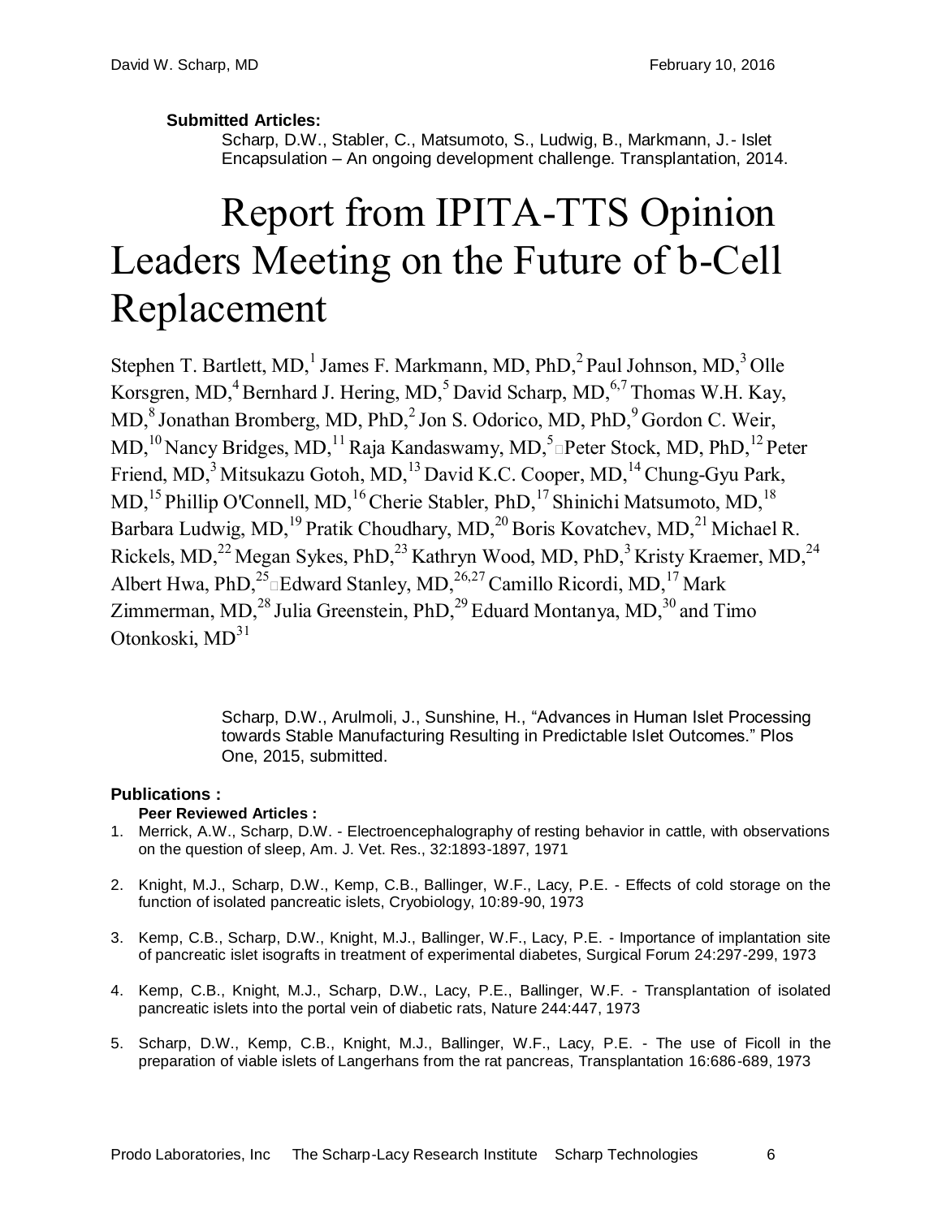**Submitted Articles:**

Scharp, D.W., Stabler, C., Matsumoto, S., Ludwig, B., Markmann, J.- Islet Encapsulation – An ongoing development challenge. Transplantation, 2014.

# Report from IPITA-TTS Opinion Leaders Meeting on the Future of b-Cell Replacement

Stephen T. Bartlett, MD,[1] James F. Markmann, MD, PhD,[2] Paul Johnson, MD,[3] Olle Korsgren, MD,[4] Bernhard J. Hering, MD,[5] David Scharp, MD,[6,7] Thomas W.H. Kay, MD,[8] Jonathan Bromberg, MD, PhD,[2] Jon S. Odorico, MD, PhD,[9] Gordon C. Weir, MD,[10] Nancy Bridges, MD,[11] Raja Kandaswamy, MD,[5] Peter Stock, MD, PhD,[12] Peter Friend, MD,[3] Mitsukazu Gotoh, MD,[13] David K.C. Cooper, MD,[14] Chung-Gyu Park, MD,[15] Phillip O'Connell, MD,[16] Cherie Stabler, PhD,[17] Shinichi Matsumoto, MD,[18] Barbara Ludwig, MD,[19] Pratik Choudhary, MD,[20] Boris Kovatchev, MD,[21] Michael R. Rickels, MD,[22] Megan Sykes, PhD,[23] Kathryn Wood, MD, PhD,[3] Kristy Kraemer, MD,[24] Albert Hwa, PhD,[25] Edward Stanley, MD,[26,27] Camillo Ricordi, MD,[17] Mark Zimmerman, MD,[28] Julia Greenstein, PhD,[29] Eduard Montanya, MD,[30] and Timo Otonkoski, MD[31]

Scharp, D.W., Arulmoli, J., Sunshine, H., “Advances in Human Islet Processing towards Stable Manufacturing Resulting in Predictable Islet Outcomes.” Plos One, 2015, submitted.

**Publications :**

**Peer Reviewed Articles :**

1. Merrick, A.W., Scharp, D.W. - Electroencephalography of resting behavior in cattle, with observations on the question of sleep, Am. J. Vet. Res., 32:1893-1897, 1971

2. Knight, M.J., Scharp, D.W., Kemp, C.B., Ballinger, W.F., Lacy, P.E. - Effects of cold storage on the function of isolated pancreatic islets, Cryobiology, 10:89-90, 1973

3. Kemp, C.B., Scharp, D.W., Knight, M.J., Ballinger, W.F., Lacy, P.E. - Importance of implantation site of pancreatic islet isografts in treatment of experimental diabetes, Surgical Forum 24:297-299, 1973

4. Kemp, C.B., Knight, M.J., Scharp, D.W., Lacy, P.E., Ballinger, W.F. - Transplantation of isolated pancreatic islets into the portal vein of diabetic rats, Nature 244:447, 1973

5. Scharp, D.W., Kemp, C.B., Knight, M.J., Ballinger, W.F., Lacy, P.E. - The use of Ficoll in the preparation of viable islets of Langerhans from the rat pancreas, Transplantation 16:686-689, 1973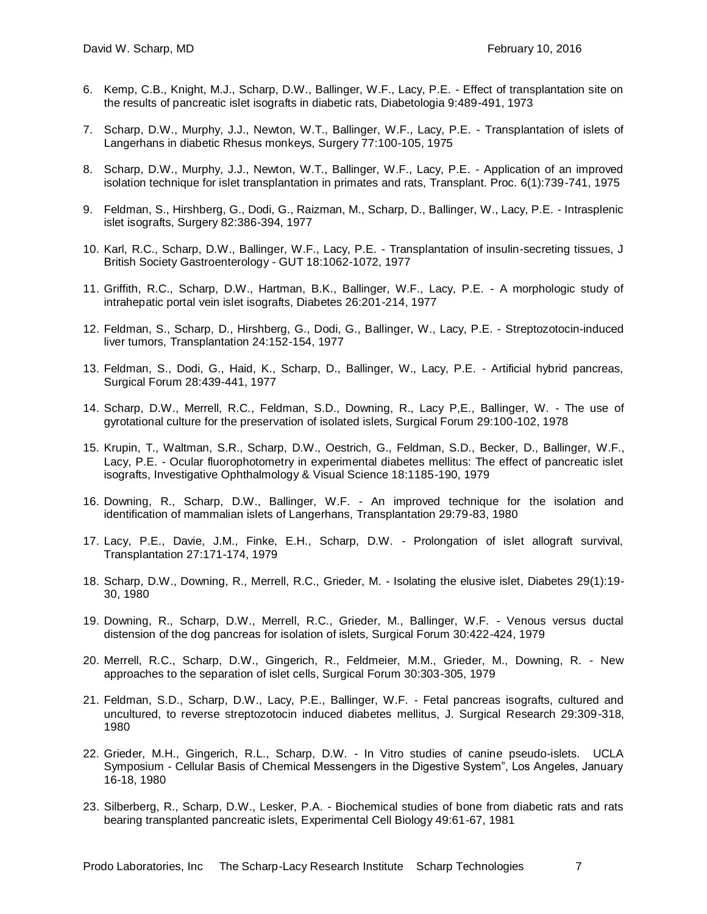6. Kemp, C.B., Knight, M.J., Scharp, D.W., Ballinger, W.F., Lacy, P.E. - Effect of transplantation site on the results of pancreatic islet isografts in diabetic rats, Diabetologia 9:489-491, 1973

7. Scharp, D.W., Murphy, J.J., Newton, W.T., Ballinger, W.F., Lacy, P.E. - Transplantation of islets of Langerhans in diabetic Rhesus monkeys, Surgery 77:100-105, 1975

8. Scharp, D.W., Murphy, J.J., Newton, W.T., Ballinger, W.F., Lacy, P.E. - Application of an improved isolation technique for islet transplantation in primates and rats, Transplant. Proc. 6(1):739-741, 1975

9. Feldman, S., Hirshberg, G., Dodi, G., Raizman, M., Scharp, D., Ballinger, W., Lacy, P.E. - Intrasplenic islet isografts, Surgery 82:386-394, 1977

10. Karl, R.C., Scharp, D.W., Ballinger, W.F., Lacy, P.E. - Transplantation of insulin-secreting tissues, J British Society Gastroenterology - GUT 18:1062-1072, 1977

11. Griffith, R.C., Scharp, D.W., Hartman, B.K., Ballinger, W.F., Lacy, P.E. - A morphologic study of intrahepatic portal vein islet isografts, Diabetes 26:201-214, 1977

12. Feldman, S., Scharp, D., Hirshberg, G., Dodi, G., Ballinger, W., Lacy, P.E. - Streptozotocin-induced liver tumors, Transplantation 24:152-154, 1977

13. Feldman, S., Dodi, G., Haid, K., Scharp, D., Ballinger, W., Lacy, P.E. - Artificial hybrid pancreas, Surgical Forum 28:439-441, 1977

14. Scharp, D.W., Merrell, R.C., Feldman, S.D., Downing, R., Lacy P,E., Ballinger, W. - The use of gyrotational culture for the preservation of isolated islets, Surgical Forum 29:100-102, 1978

15. Krupin, T., Waltman, S.R., Scharp, D.W., Oestrich, G., Feldman, S.D., Becker, D., Ballinger, W.F., Lacy, P.E. - Ocular fluorophotometry in experimental diabetes mellitus: The effect of pancreatic islet isografts, Investigative Ophthalmology & Visual Science 18:1185-190, 1979

16. Downing, R., Scharp, D.W., Ballinger, W.F. - An improved technique for the isolation and identification of mammalian islets of Langerhans, Transplantation 29:79-83, 1980

17. Lacy, P.E., Davie, J.M., Finke, E.H., Scharp, D.W. - Prolongation of islet allograft survival, Transplantation 27:171-174, 1979

18. Scharp, D.W., Downing, R., Merrell, R.C., Grieder, M. - Isolating the elusive islet, Diabetes 29(1):19-30, 1980

19. Downing, R., Scharp, D.W., Merrell, R.C., Grieder, M., Ballinger, W.F. - Venous versus ductal distension of the dog pancreas for isolation of islets, Surgical Forum 30:422-424, 1979

20. Merrell, R.C., Scharp, D.W., Gingerich, R., Feldmeier, M.M., Grieder, M., Downing, R. - New approaches to the separation of islet cells, Surgical Forum 30:303-305, 1979

21. Feldman, S.D., Scharp, D.W., Lacy, P.E., Ballinger, W.F. - Fetal pancreas isografts, cultured and uncultured, to reverse streptozotocin induced diabetes mellitus, J. Surgical Research 29:309-318, 1980

22. Grieder, M.H., Gingerich, R.L., Scharp, D.W. - In Vitro studies of canine pseudo-islets. UCLA Symposium - Cellular Basis of Chemical Messengers in the Digestive System", Los Angeles, January 16-18, 1980

23. Silberberg, R., Scharp, D.W., Lesker, P.A. - Biochemical studies of bone from diabetic rats and rats bearing transplanted pancreatic islets, Experimental Cell Biology 49:61-67, 1981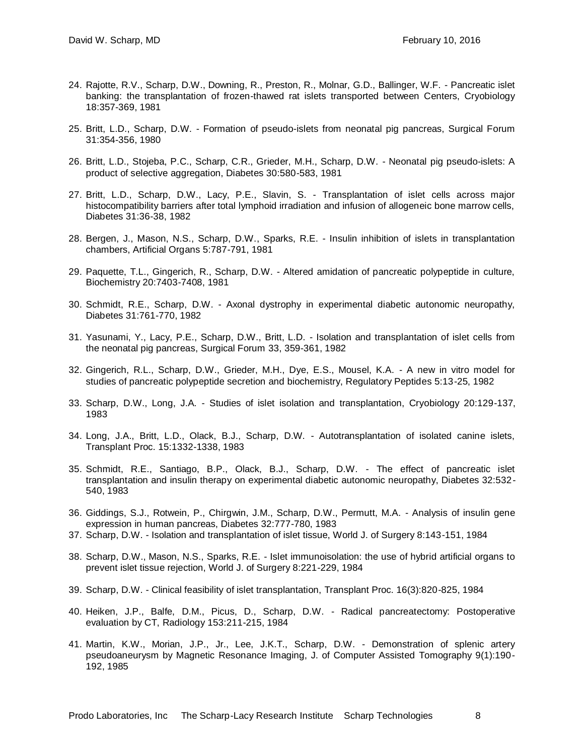24. Rajotte, R.V., Scharp, D.W., Downing, R., Preston, R., Molnar, G.D., Ballinger, W.F. - Pancreatic islet banking: the transplantation of frozen-thawed rat islets transported between Centers, Cryobiology 18:357-369, 1981

25. Britt, L.D., Scharp, D.W. - Formation of pseudo-islets from neonatal pig pancreas, Surgical Forum 31:354-356, 1980

26. Britt, L.D., Stojeba, P.C., Scharp, C.R., Grieder, M.H., Scharp, D.W. - Neonatal pig pseudo-islets: A product of selective aggregation, Diabetes 30:580-583, 1981

27. Britt, L.D., Scharp, D.W., Lacy, P.E., Slavin, S. - Transplantation of islet cells across major histocompatibility barriers after total lymphoid irradiation and infusion of allogeneic bone marrow cells, Diabetes 31:36-38, 1982

28. Bergen, J., Mason, N.S., Scharp, D.W., Sparks, R.E. - Insulin inhibition of islets in transplantation chambers, Artificial Organs 5:787-791, 1981

29. Paquette, T.L., Gingerich, R., Scharp, D.W. - Altered amidation of pancreatic polypeptide in culture, Biochemistry 20:7403-7408, 1981

30. Schmidt, R.E., Scharp, D.W. - Axonal dystrophy in experimental diabetic autonomic neuropathy, Diabetes 31:761-770, 1982

31. Yasunami, Y., Lacy, P.E., Scharp, D.W., Britt, L.D. - Isolation and transplantation of islet cells from the neonatal pig pancreas, Surgical Forum 33, 359-361, 1982

32. Gingerich, R.L., Scharp, D.W., Grieder, M.H., Dye, E.S., Mousel, K.A. - A new in vitro model for studies of pancreatic polypeptide secretion and biochemistry, Regulatory Peptides 5:13-25, 1982

33. Scharp, D.W., Long, J.A. - Studies of islet isolation and transplantation, Cryobiology 20:129-137, 1983

34. Long, J.A., Britt, L.D., Olack, B.J., Scharp, D.W. - Autotransplantation of isolated canine islets, Transplant Proc. 15:1332-1338, 1983

35. Schmidt, R.E., Santiago, B.P., Olack, B.J., Scharp, D.W. - The effect of pancreatic islet transplantation and insulin therapy on experimental diabetic autonomic neuropathy, Diabetes 32:532-540, 1983

36. Giddings, S.J., Rotwein, P., Chirgwin, J.M., Scharp, D.W., Permutt, M.A. - Analysis of insulin gene expression in human pancreas, Diabetes 32:777-780, 1983

37. Scharp, D.W. - Isolation and transplantation of islet tissue, World J. of Surgery 8:143-151, 1984

38. Scharp, D.W., Mason, N.S., Sparks, R.E. - Islet immunoisolation: the use of hybrid artificial organs to prevent islet tissue rejection, World J. of Surgery 8:221-229, 1984

39. Scharp, D.W. - Clinical feasibility of islet transplantation, Transplant Proc. 16(3):820-825, 1984

40. Heiken, J.P., Balfe, D.M., Picus, D., Scharp, D.W. - Radical pancreatectomy: Postoperative evaluation by CT, Radiology 153:211-215, 1984

41. Martin, K.W., Morian, J.P., Jr., Lee, J.K.T., Scharp, D.W. - Demonstration of splenic artery pseudoaneurysm by Magnetic Resonance Imaging, J. of Computer Assisted Tomography 9(1):190-192, 1985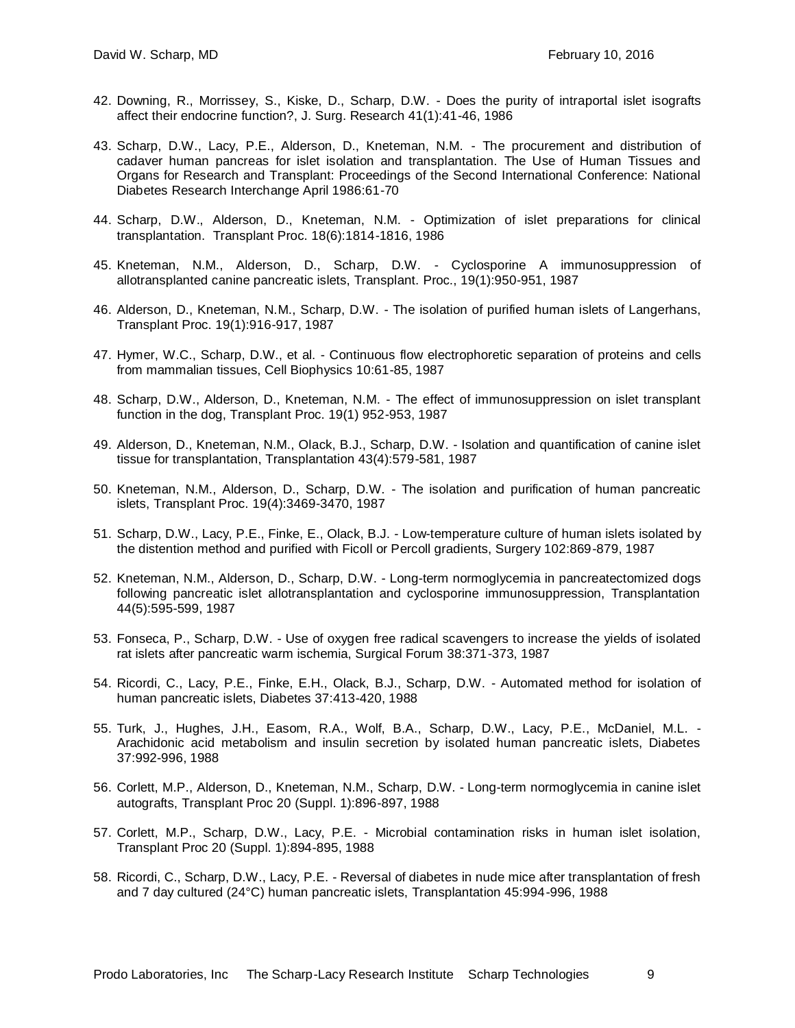42. Downing, R., Morrissey, S., Kiske, D., Scharp, D.W. - Does the purity of intraportal islet isografts affect their endocrine function?, J. Surg. Research 41(1):41-46, 1986

43. Scharp, D.W., Lacy, P.E., Alderson, D., Kneteman, N.M. - The procurement and distribution of cadaver human pancreas for islet isolation and transplantation. The Use of Human Tissues and Organs for Research and Transplant: Proceedings of the Second International Conference: National Diabetes Research Interchange April 1986:61-70

44. Scharp, D.W., Alderson, D., Kneteman, N.M. - Optimization of islet preparations for clinical transplantation. Transplant Proc. 18(6):1814-1816, 1986

45. Kneteman, N.M., Alderson, D., Scharp, D.W. - Cyclosporine A immunosuppression of allotransplanted canine pancreatic islets, Transplant. Proc., 19(1):950-951, 1987

46. Alderson, D., Kneteman, N.M., Scharp, D.W. - The isolation of purified human islets of Langerhans, Transplant Proc. 19(1):916-917, 1987

47. Hymer, W.C., Scharp, D.W., et al. - Continuous flow electrophoretic separation of proteins and cells from mammalian tissues, Cell Biophysics 10:61-85, 1987

48. Scharp, D.W., Alderson, D., Kneteman, N.M. - The effect of immunosuppression on islet transplant function in the dog, Transplant Proc. 19(1) 952-953, 1987

49. Alderson, D., Kneteman, N.M., Olack, B.J., Scharp, D.W. - Isolation and quantification of canine islet tissue for transplantation, Transplantation 43(4):579-581, 1987

50. Kneteman, N.M., Alderson, D., Scharp, D.W. - The isolation and purification of human pancreatic islets, Transplant Proc. 19(4):3469-3470, 1987

51. Scharp, D.W., Lacy, P.E., Finke, E., Olack, B.J. - Low-temperature culture of human islets isolated by the distention method and purified with Ficoll or Percoll gradients, Surgery 102:869-879, 1987

52. Kneteman, N.M., Alderson, D., Scharp, D.W. - Long-term normoglycemia in pancreatectomized dogs following pancreatic islet allotransplantation and cyclosporine immunosuppression, Transplantation 44(5):595-599, 1987

53. Fonseca, P., Scharp, D.W. - Use of oxygen free radical scavengers to increase the yields of isolated rat islets after pancreatic warm ischemia, Surgical Forum 38:371-373, 1987

54. Ricordi, C., Lacy, P.E., Finke, E.H., Olack, B.J., Scharp, D.W. - Automated method for isolation of human pancreatic islets, Diabetes 37:413-420, 1988

55. Turk, J., Hughes, J.H., Easom, R.A., Wolf, B.A., Scharp, D.W., Lacy, P.E., McDaniel, M.L. - Arachidonic acid metabolism and insulin secretion by isolated human pancreatic islets, Diabetes 37:992-996, 1988

56. Corlett, M.P., Alderson, D., Kneteman, N.M., Scharp, D.W. - Long-term normoglycemia in canine islet autografts, Transplant Proc 20 (Suppl. 1):896-897, 1988

57. Corlett, M.P., Scharp, D.W., Lacy, P.E. - Microbial contamination risks in human islet isolation, Transplant Proc 20 (Suppl. 1):894-895, 1988

58. Ricordi, C., Scharp, D.W., Lacy, P.E. - Reversal of diabetes in nude mice after transplantation of fresh and 7 day cultured (24°C) human pancreatic islets, Transplantation 45:994-996, 1988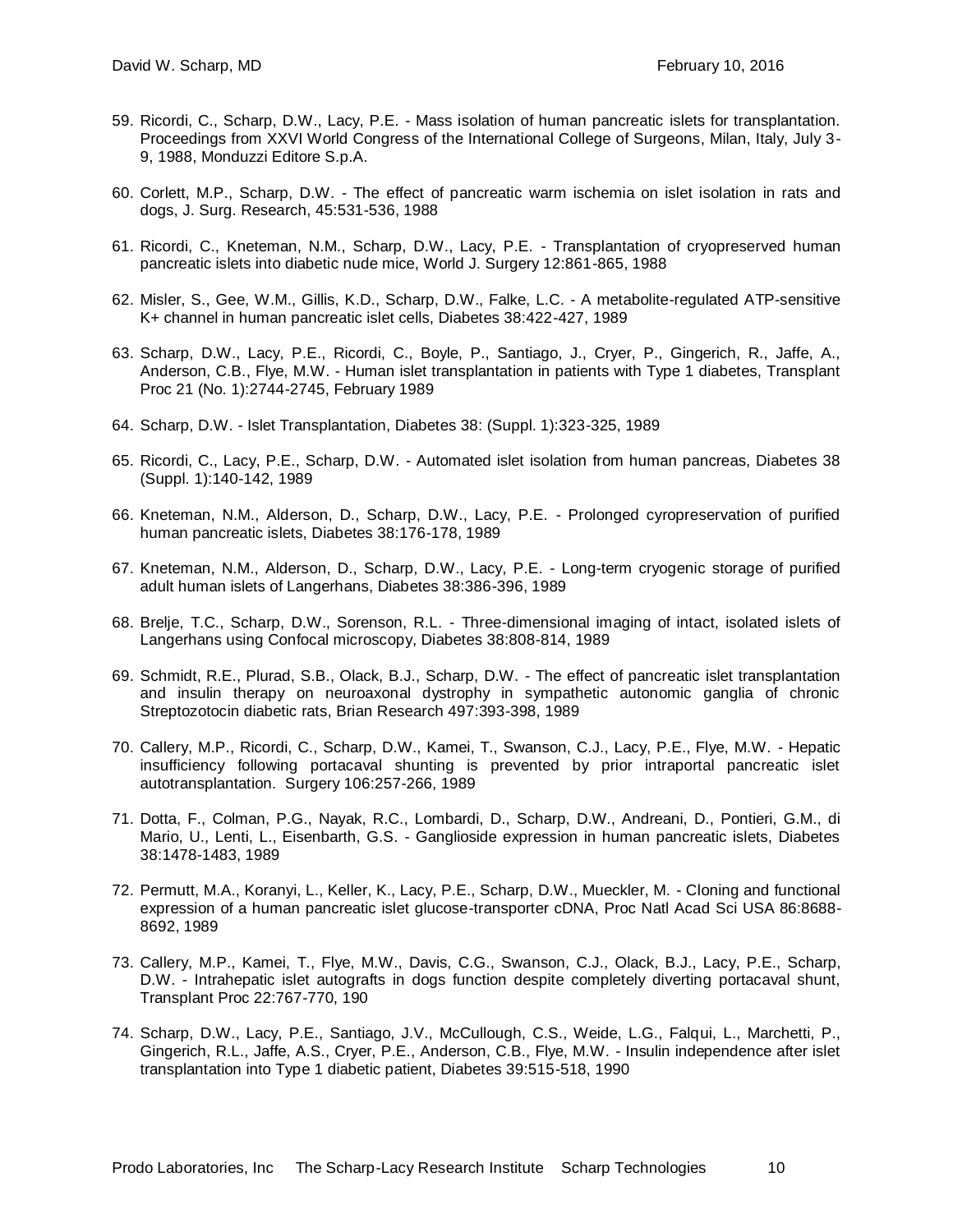59. Ricordi, C., Scharp, D.W., Lacy, P.E. - Mass isolation of human pancreatic islets for transplantation. Proceedings from XXVI World Congress of the International College of Surgeons, Milan, Italy, July 3-9, 1988, Monduzzi Editore S.p.A.

60. Corlett, M.P., Scharp, D.W. - The effect of pancreatic warm ischemia on islet isolation in rats and dogs, J. Surg. Research, 45:531-536, 1988

61. Ricordi, C., Kneteman, N.M., Scharp, D.W., Lacy, P.E. - Transplantation of cryopreserved human pancreatic islets into diabetic nude mice, World J. Surgery 12:861-865, 1988

62. Misler, S., Gee, W.M., Gillis, K.D., Scharp, D.W., Falke, L.C. - A metabolite-regulated ATP-sensitive K+ channel in human pancreatic islet cells, Diabetes 38:422-427, 1989

63. Scharp, D.W., Lacy, P.E., Ricordi, C., Boyle, P., Santiago, J., Cryer, P., Gingerich, R., Jaffe, A., Anderson, C.B., Flye, M.W. - Human islet transplantation in patients with Type 1 diabetes, Transplant Proc 21 (No. 1):2744-2745, February 1989

64. Scharp, D.W. - Islet Transplantation, Diabetes 38: (Suppl. 1):323-325, 1989

65. Ricordi, C., Lacy, P.E., Scharp, D.W. - Automated islet isolation from human pancreas, Diabetes 38 (Suppl. 1):140-142, 1989

66. Kneteman, N.M., Alderson, D., Scharp, D.W., Lacy, P.E. - Prolonged cyropreservation of purified human pancreatic islets, Diabetes 38:176-178, 1989

67. Kneteman, N.M., Alderson, D., Scharp, D.W., Lacy, P.E. - Long-term cryogenic storage of purified adult human islets of Langerhans, Diabetes 38:386-396, 1989

68. Brelje, T.C., Scharp, D.W., Sorenson, R.L. - Three-dimensional imaging of intact, isolated islets of Langerhans using Confocal microscopy, Diabetes 38:808-814, 1989

69. Schmidt, R.E., Plurad, S.B., Olack, B.J., Scharp, D.W. - The effect of pancreatic islet transplantation and insulin therapy on neuroaxonal dystrophy in sympathetic autonomic ganglia of chronic Streptozotocin diabetic rats, Brian Research 497:393-398, 1989

70. Callery, M.P., Ricordi, C., Scharp, D.W., Kamei, T., Swanson, C.J., Lacy, P.E., Flye, M.W. - Hepatic insufficiency following portacaval shunting is prevented by prior intraportal pancreatic islet autotransplantation. Surgery 106:257-266, 1989

71. Dotta, F., Colman, P.G., Nayak, R.C., Lombardi, D., Scharp, D.W., Andreani, D., Pontieri, G.M., di Mario, U., Lenti, L., Eisenbarth, G.S. - Ganglioside expression in human pancreatic islets, Diabetes 38:1478-1483, 1989

72. Permutt, M.A., Koranyi, L., Keller, K., Lacy, P.E., Scharp, D.W., Mueckler, M. - Cloning and functional expression of a human pancreatic islet glucose-transporter cDNA, Proc Natl Acad Sci USA 86:8688-8692, 1989

73. Callery, M.P., Kamei, T., Flye, M.W., Davis, C.G., Swanson, C.J., Olack, B.J., Lacy, P.E., Scharp, D.W. - Intrahepatic islet autografts in dogs function despite completely diverting portacaval shunt, Transplant Proc 22:767-770, 190

74. Scharp, D.W., Lacy, P.E., Santiago, J.V., McCullough, C.S., Weide, L.G., Falqui, L., Marchetti, P., Gingerich, R.L., Jaffe, A.S., Cryer, P.E., Anderson, C.B., Flye, M.W. - Insulin independence after islet transplantation into Type 1 diabetic patient, Diabetes 39:515-518, 1990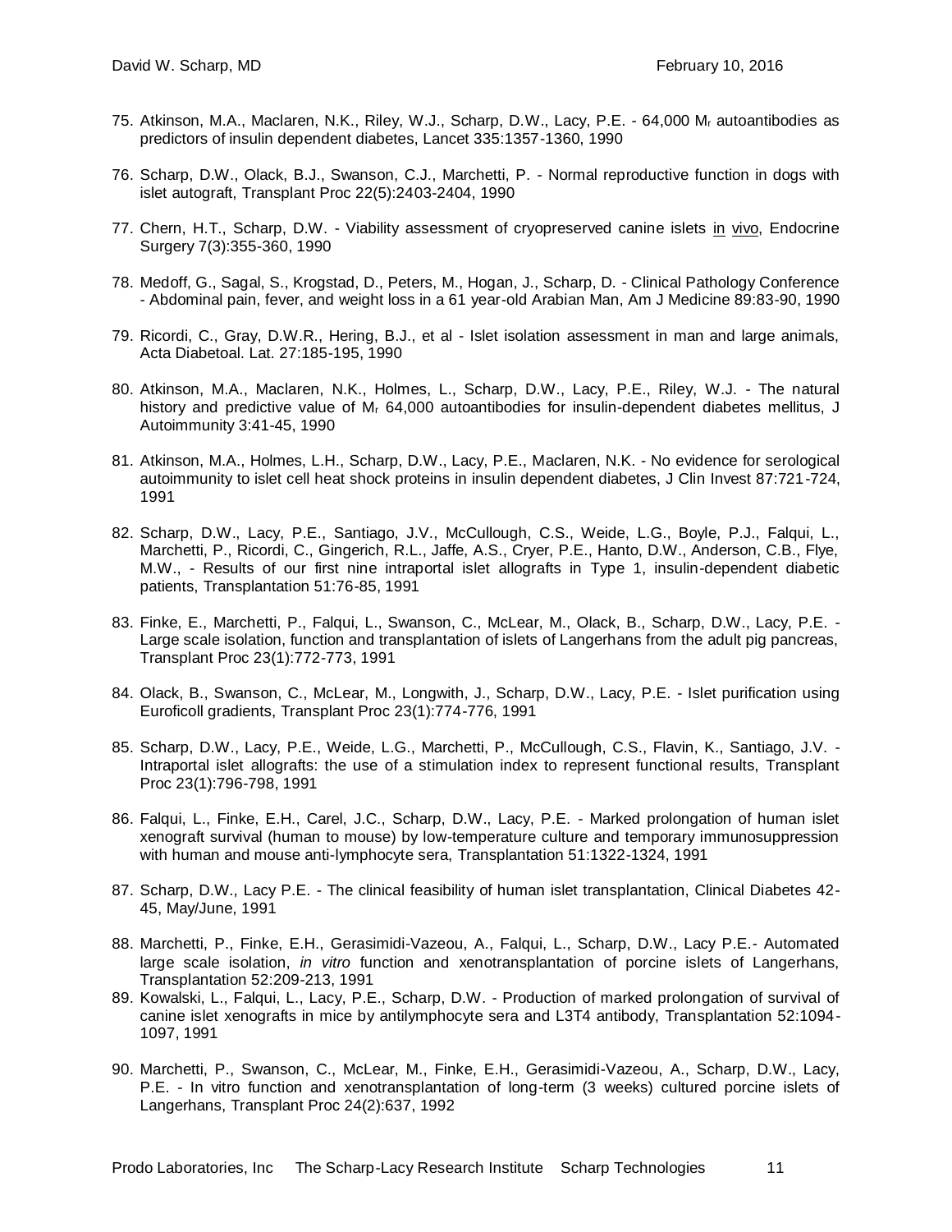75. Atkinson, M.A., Maclaren, N.K., Riley, W.J., Scharp, D.W., Lacy, P.E. - 64,000 $M_r$ autoantibodies as predictors of insulin dependent diabetes, Lancet 335:1357-1360, 1990

76. Scharp, D.W., Olack, B.J., Swanson, C.J., Marchetti, P. - Normal reproductive function in dogs with islet autograft, Transplant Proc 22(5):2403-2404, 1990

77. Chern, H.T., Scharp, D.W. - Viability assessment of cryopreserved canine islets in vivo, Endocrine Surgery 7(3):355-360, 1990

78. Medoff, G., Sagal, S., Krogstad, D., Peters, M., Hogan, J., Scharp, D. - Clinical Pathology Conference - Abdominal pain, fever, and weight loss in a 61 year-old Arabian Man, Am J Medicine 89:83-90, 1990

79. Ricordi, C., Gray, D.W.R., Hering, B.J., et al - Islet isolation assessment in man and large animals, Acta Diabetoal. Lat. 27:185-195, 1990

80. Atkinson, M.A., Maclaren, N.K., Holmes, L., Scharp, D.W., Lacy, P.E., Riley, W.J. - The natural history and predictive value of $M_r$ 64,000 autoantibodies for insulin-dependent diabetes mellitus, J Autoimmunity 3:41-45, 1990

81. Atkinson, M.A., Holmes, L.H., Scharp, D.W., Lacy, P.E., Maclaren, N.K. - No evidence for serological autoimmunity to islet cell heat shock proteins in insulin dependent diabetes, J Clin Invest 87:721-724, 1991

82. Scharp, D.W., Lacy, P.E., Santiago, J.V., McCullough, C.S., Weide, L.G., Boyle, P.J., Falqui, L., Marchetti, P., Ricordi, C., Gingerich, R.L., Jaffe, A.S., Cryer, P.E., Hanto, D.W., Anderson, C.B., Flye, M.W., - Results of our first nine intraportal islet allografts in Type 1, insulin-dependent diabetic patients, Transplantation 51:76-85, 1991

83. Finke, E., Marchetti, P., Falqui, L., Swanson, C., McLear, M., Olack, B., Scharp, D.W., Lacy, P.E. - Large scale isolation, function and transplantation of islets of Langerhans from the adult pig pancreas, Transplant Proc 23(1):772-773, 1991

84. Olack, B., Swanson, C., McLear, M., Longwith, J., Scharp, D.W., Lacy, P.E. - Islet purification using Euroficoll gradients, Transplant Proc 23(1):774-776, 1991

85. Scharp, D.W., Lacy, P.E., Weide, L.G., Marchetti, P., McCullough, C.S., Flavin, K., Santiago, J.V. - Intraportal islet allografts: the use of a stimulation index to represent functional results, Transplant Proc 23(1):796-798, 1991

86. Falqui, L., Finke, E.H., Carel, J.C., Scharp, D.W., Lacy, P.E. - Marked prolongation of human islet xenograft survival (human to mouse) by low-temperature culture and temporary immunosuppression with human and mouse anti-lymphocyte sera, Transplantation 51:1322-1324, 1991

87. Scharp, D.W., Lacy P.E. - The clinical feasibility of human islet transplantation, Clinical Diabetes 42-45, May/June, 1991

88. Marchetti, P., Finke, E.H., Gerasimidi-Vazeou, A., Falqui, L., Scharp, D.W., Lacy P.E.- Automated large scale isolation, *in vitro* function and xenotransplantation of porcine islets of Langerhans, Transplantation 52:209-213, 1991

89. Kowalski, L., Falqui, L., Lacy, P.E., Scharp, D.W. - Production of marked prolongation of survival of canine islet xenografts in mice by antilymphocyte sera and L3T4 antibody, Transplantation 52:1094-1097, 1991

90. Marchetti, P., Swanson, C., McLear, M., Finke, E.H., Gerasimidi-Vazeou, A., Scharp, D.W., Lacy, P.E. - In vitro function and xenotransplantation of long-term (3 weeks) cultured porcine islets of Langerhans, Transplant Proc 24(2):637, 1992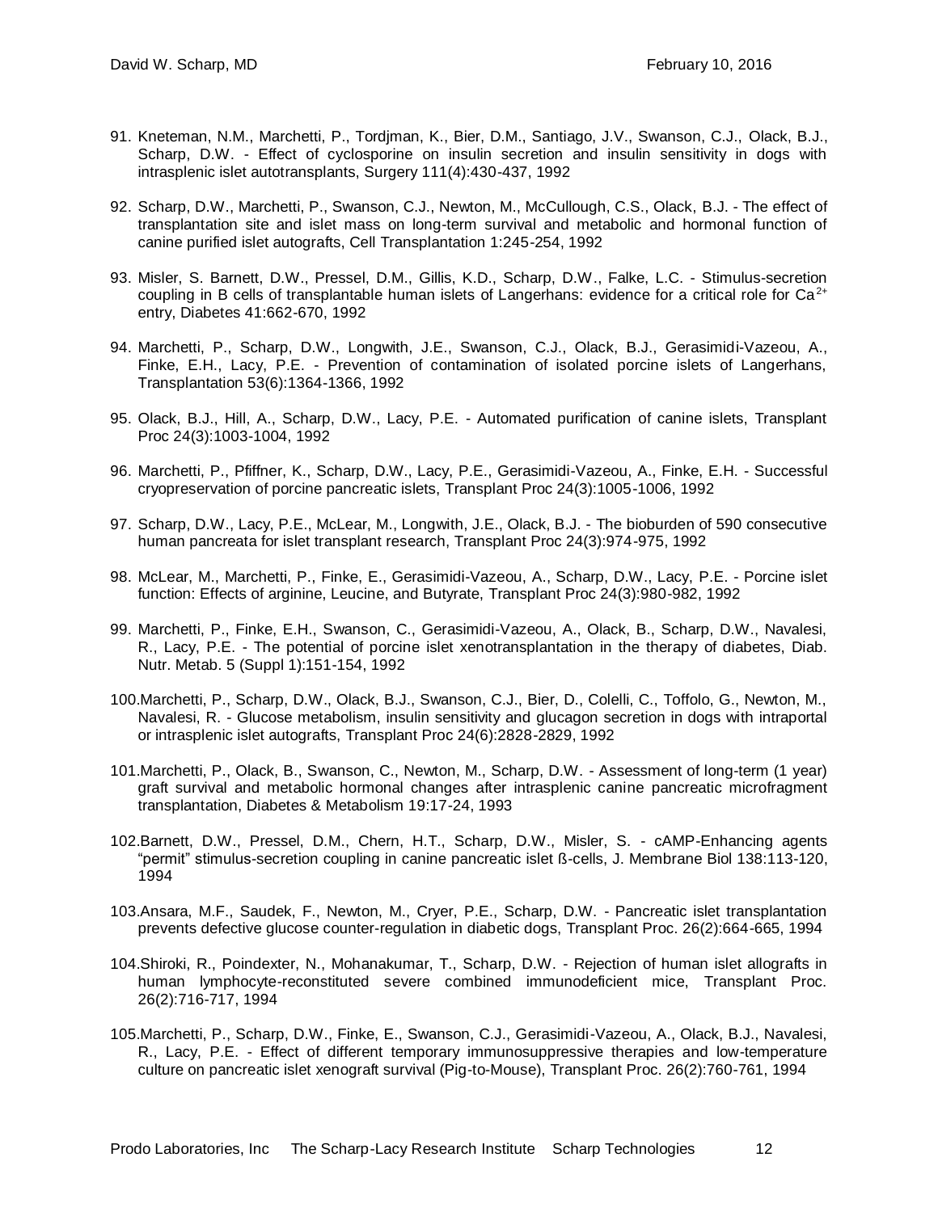91. Kneteman, N.M., Marchetti, P., Tordjman, K., Bier, D.M., Santiago, J.V., Swanson, C.J., Olack, B.J., Scharp, D.W. - Effect of cyclosporine on insulin secretion and insulin sensitivity in dogs with intrasplenic islet autotransplants, Surgery 111(4):430-437, 1992

92. Scharp, D.W., Marchetti, P., Swanson, C.J., Newton, M., McCullough, C.S., Olack, B.J. - The effect of transplantation site and islet mass on long-term survival and metabolic and hormonal function of canine purified islet autografts, Cell Transplantation 1:245-254, 1992

93. Misler, S. Barnett, D.W., Pressel, D.M., Gillis, K.D., Scharp, D.W., Falke, L.C. - Stimulus-secretion coupling in B cells of transplantable human islets of Langerhans: evidence for a critical role for $Ca^{2+}$ entry, Diabetes 41:662-670, 1992

94. Marchetti, P., Scharp, D.W., Longwith, J.E., Swanson, C.J., Olack, B.J., Gerasimidi-Vazeou, A., Finke, E.H., Lacy, P.E. - Prevention of contamination of isolated porcine islets of Langerhans, Transplantation 53(6):1364-1366, 1992

95. Olack, B.J., Hill, A., Scharp, D.W., Lacy, P.E. - Automated purification of canine islets, Transplant Proc 24(3):1003-1004, 1992

96. Marchetti, P., Pfiffner, K., Scharp, D.W., Lacy, P.E., Gerasimidi-Vazeou, A., Finke, E.H. - Successful cryopreservation of porcine pancreatic islets, Transplant Proc 24(3):1005-1006, 1992

97. Scharp, D.W., Lacy, P.E., McLear, M., Longwith, J.E., Olack, B.J. - The bioburden of 590 consecutive human pancreata for islet transplant research, Transplant Proc 24(3):974-975, 1992

98. McLear, M., Marchetti, P., Finke, E., Gerasimidi-Vazeou, A., Scharp, D.W., Lacy, P.E. - Porcine islet function: Effects of arginine, Leucine, and Butyrate, Transplant Proc 24(3):980-982, 1992

99. Marchetti, P., Finke, E.H., Swanson, C., Gerasimidi-Vazeou, A., Olack, B., Scharp, D.W., Navalesi, R., Lacy, P.E. - The potential of porcine islet xenotransplantation in the therapy of diabetes, Diab. Nutr. Metab. 5 (Suppl 1):151-154, 1992

100. Marchetti, P., Scharp, D.W., Olack, B.J., Swanson, C.J., Bier, D., Colelli, C., Toffolo, G., Newton, M., Navalesi, R. - Glucose metabolism, insulin sensitivity and glucagon secretion in dogs with intraportal or intrasplenic islet autografts, Transplant Proc 24(6):2828-2829, 1992

101. Marchetti, P., Olack, B., Swanson, C., Newton, M., Scharp, D.W. - Assessment of long-term (1 year) graft survival and metabolic hormonal changes after intrasplenic canine pancreatic microfragment transplantation, Diabetes & Metabolism 19:17-24, 1993

102. Barnett, D.W., Pressel, D.M., Chern, H.T., Scharp, D.W., Misler, S. - cAMP-Enhancing agents "permit" stimulus-secretion coupling in canine pancreatic islet ß-cells, J. Membrane Biol 138:113-120, 1994

103. Ansara, M.F., Saudek, F., Newton, M., Cryer, P.E., Scharp, D.W. - Pancreatic islet transplantation prevents defective glucose counter-regulation in diabetic dogs, Transplant Proc. 26(2):664-665, 1994

104. Shiroki, R., Poindexter, N., Mohanakumar, T., Scharp, D.W. - Rejection of human islet allografts in human lymphocyte-reconstituted severe combined immunodeficient mice, Transplant Proc. 26(2):716-717, 1994

105. Marchetti, P., Scharp, D.W., Finke, E., Swanson, C.J., Gerasimidi-Vazeou, A., Olack, B.J., Navalesi, R., Lacy, P.E. - Effect of different temporary immunosuppressive therapies and low-temperature culture on pancreatic islet xenograft survival (Pig-to-Mouse), Transplant Proc. 26(2):760-761, 1994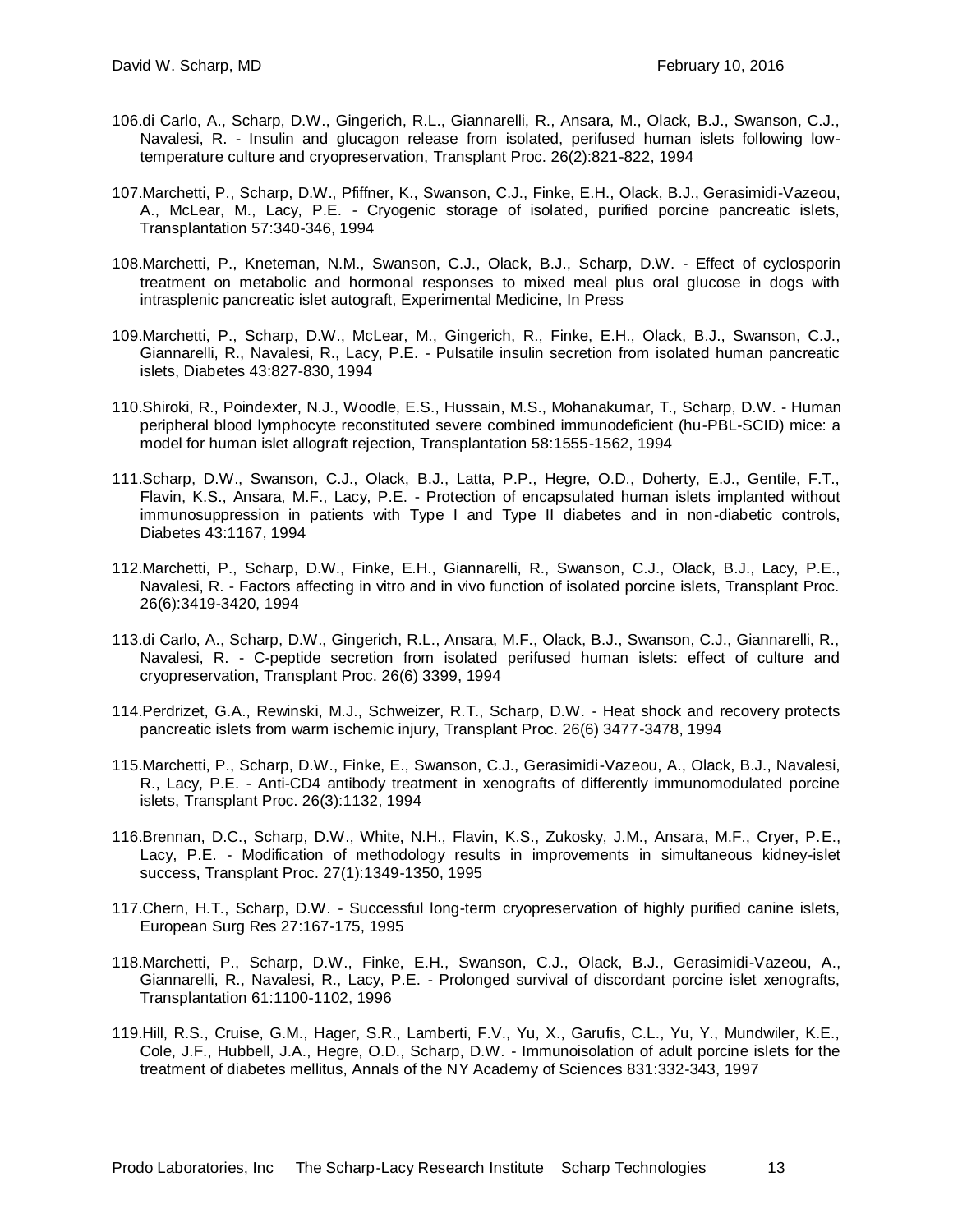106. di Carlo, A., Scharp, D.W., Gingerich, R.L., Giannarelli, R., Ansara, M., Olack, B.J., Swanson, C.J., Navalesi, R. - Insulin and glucagon release from isolated, perifused human islets following low-temperature culture and cryopreservation, Transplant Proc. 26(2):821-822, 1994

107. Marchetti, P., Scharp, D.W., Pfiffner, K., Swanson, C.J., Finke, E.H., Olack, B.J., Gerasimidi-Vazeou, A., McLear, M., Lacy, P.E. - Cryogenic storage of isolated, purified porcine pancreatic islets, Transplantation 57:340-346, 1994

108. Marchetti, P., Kneteman, N.M., Swanson, C.J., Olack, B.J., Scharp, D.W. - Effect of cyclosporin treatment on metabolic and hormonal responses to mixed meal plus oral glucose in dogs with intrasplenic pancreatic islet autograft, Experimental Medicine, In Press

109. Marchetti, P., Scharp, D.W., McLear, M., Gingerich, R., Finke, E.H., Olack, B.J., Swanson, C.J., Giannarelli, R., Navalesi, R., Lacy, P.E. - Pulsatile insulin secretion from isolated human pancreatic islets, Diabetes 43:827-830, 1994

110. Shiroki, R., Poindexter, N.J., Woodle, E.S., Hussain, M.S., Mohanakumar, T., Scharp, D.W. - Human peripheral blood lymphocyte reconstituted severe combined immunodeficient (hu-PBL-SCID) mice: a model for human islet allograft rejection, Transplantation 58:1555-1562, 1994

111. Scharp, D.W., Swanson, C.J., Olack, B.J., Latta, P.P., Hegre, O.D., Doherty, E.J., Gentile, F.T., Flavin, K.S., Ansara, M.F., Lacy, P.E. - Protection of encapsulated human islets implanted without immunosuppression in patients with Type I and Type II diabetes and in non-diabetic controls, Diabetes 43:1167, 1994

112. Marchetti, P., Scharp, D.W., Finke, E.H., Giannarelli, R., Swanson, C.J., Olack, B.J., Lacy, P.E., Navalesi, R. - Factors affecting in vitro and in vivo function of isolated porcine islets, Transplant Proc. 26(6):3419-3420, 1994

113. di Carlo, A., Scharp, D.W., Gingerich, R.L., Ansara, M.F., Olack, B.J., Swanson, C.J., Giannarelli, R., Navalesi, R. - C-peptide secretion from isolated perifused human islets: effect of culture and cryopreservation, Transplant Proc. 26(6) 3399, 1994

114. Perdrizet, G.A., Rewinski, M.J., Schweizer, R.T., Scharp, D.W. - Heat shock and recovery protects pancreatic islets from warm ischemic injury, Transplant Proc. 26(6) 3477-3478, 1994

115. Marchetti, P., Scharp, D.W., Finke, E., Swanson, C.J., Gerasimidi-Vazeou, A., Olack, B.J., Navalesi, R., Lacy, P.E. - Anti-CD4 antibody treatment in xenografts of differently immunomodulated porcine islets, Transplant Proc. 26(3):1132, 1994

116. Brennan, D.C., Scharp, D.W., White, N.H., Flavin, K.S., Zukosky, J.M., Ansara, M.F., Cryer, P.E., Lacy, P.E. - Modification of methodology results in improvements in simultaneous kidney-islet success, Transplant Proc. 27(1):1349-1350, 1995

117. Chern, H.T., Scharp, D.W. - Successful long-term cryopreservation of highly purified canine islets, European Surg Res 27:167-175, 1995

118. Marchetti, P., Scharp, D.W., Finke, E.H., Swanson, C.J., Olack, B.J., Gerasimidi-Vazeou, A., Giannarelli, R., Navalesi, R., Lacy, P.E. - Prolonged survival of discordant porcine islet xenografts, Transplantation 61:1100-1102, 1996

119. Hill, R.S., Cruise, G.M., Hager, S.R., Lamberti, F.V., Yu, X., Garufis, C.L., Yu, Y., Mundwiler, K.E., Cole, J.F., Hubbell, J.A., Hegre, O.D., Scharp, D.W. - Immunoisolation of adult porcine islets for the treatment of diabetes mellitus, Annals of the NY Academy of Sciences 831:332-343, 1997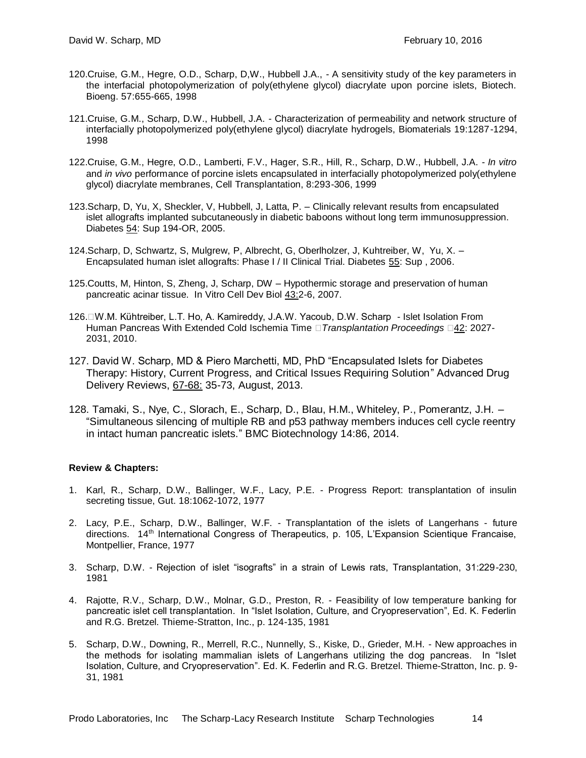120.Cruise, G.M., Hegre, O.D., Scharp, D,W., Hubbell J.A., - A sensitivity study of the key parameters in the interfacial photopolymerization of poly(ethylene glycol) diacrylate upon porcine islets, Biotech. Bioeng. 57:655-665, 1998

121.Cruise, G.M., Scharp, D.W., Hubbell, J.A. - Characterization of permeability and network structure of interfacially photopolymerized poly(ethylene glycol) diacrylate hydrogels, Biomaterials 19:1287-1294, 1998

122.Cruise, G.M., Hegre, O.D., Lamberti, F.V., Hager, S.R., Hill, R., Scharp, D.W., Hubbell, J.A. - *In vitro* and *in vivo* performance of porcine islets encapsulated in interfacially photopolymerized poly(ethylene glycol) diacrylate membranes, Cell Transplantation, 8:293-306, 1999

123.Scharp, D, Yu, X, Sheckler, V, Hubbell, J, Latta, P. – Clinically relevant results from encapsulated islet allografts implanted subcutaneously in diabetic baboons without long term immunosuppression. Diabetes 54: Sup 194-OR, 2005.

124.Scharp, D, Schwartz, S, Mulgrew, P, Albrecht, G, Oberlholzer, J, Kuhtreiber, W, Yu, X. – Encapsulated human islet allografts: Phase I / II Clinical Trial. Diabetes 55: Sup , 2006.

125.Coutts, M, Hinton, S, Zheng, J, Scharp, DW – Hypothermic storage and preservation of human pancreatic acinar tissue. In Vitro Cell Dev Biol 43:2-6, 2007.

126.W.M. Kühtreiber, L.T. Ho, A. Kamireddy, J.A.W. Yacoub, D.W. Scharp - Islet Isolation From Human Pancreas With Extended Cold Ischemia Time *Transplantation Proceedings* 42: 2027-2031, 2010.

127. David W. Scharp, MD & Piero Marchetti, MD, PhD "Encapsulated Islets for Diabetes Therapy: History, Current Progress, and Critical Issues Requiring Solution" Advanced Drug Delivery Reviews, 67-68: 35-73, August, 2013.

128. Tamaki, S., Nye, C., Slorach, E., Scharp, D., Blau, H.M., Whiteley, P., Pomerantz, J.H. – "Simultaneous silencing of multiple RB and p53 pathway members induces cell cycle reentry in intact human pancreatic islets." BMC Biotechnology 14:86, 2014.

**Review & Chapters:**

1. Karl, R., Scharp, D.W., Ballinger, W.F., Lacy, P.E. - Progress Report: transplantation of insulin secreting tissue, Gut. 18:1062-1072, 1977

2. Lacy, P.E., Scharp, D.W., Ballinger, W.F. - Transplantation of the islets of Langerhans - future directions. 14th International Congress of Therapeutics, p. 105, L'Expansion Scientique Francaise, Montpellier, France, 1977

3. Scharp, D.W. - Rejection of islet "isografts" in a strain of Lewis rats, Transplantation, 31:229-230, 1981

4. Rajotte, R.V., Scharp, D.W., Molnar, G.D., Preston, R. - Feasibility of low temperature banking for pancreatic islet cell transplantation. In "Islet Isolation, Culture, and Cryopreservation", Ed. K. Federlin and R.G. Bretzel. Thieme-Stratton, Inc., p. 124-135, 1981

5. Scharp, D.W., Downing, R., Merrell, R.C., Nunnelly, S., Kiske, D., Grieder, M.H. - New approaches in the methods for isolating mammalian islets of Langerhans utilizing the dog pancreas. In "Islet Isolation, Culture, and Cryopreservation". Ed. K. Federlin and R.G. Bretzel. Thieme-Stratton, Inc. p. 9-31, 1981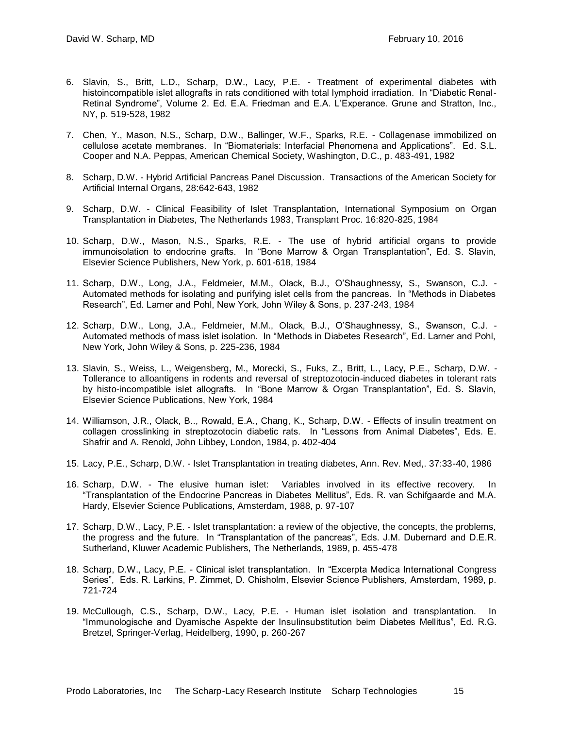6. Slavin, S., Britt, L.D., Scharp, D.W., Lacy, P.E. - Treatment of experimental diabetes with histoincompatible islet allografts in rats conditioned with total lymphoid irradiation. In "Diabetic Renal-Retinal Syndrome", Volume 2. Ed. E.A. Friedman and E.A. L'Experance. Grune and Stratton, Inc., NY, p. 519-528, 1982

7. Chen, Y., Mason, N.S., Scharp, D.W., Ballinger, W.F., Sparks, R.E. - Collagenase immobilized on cellulose acetate membranes. In "Biomaterials: Interfacial Phenomena and Applications". Ed. S.L. Cooper and N.A. Peppas, American Chemical Society, Washington, D.C., p. 483-491, 1982

8. Scharp, D.W. - Hybrid Artificial Pancreas Panel Discussion. Transactions of the American Society for Artificial Internal Organs, 28:642-643, 1982

9. Scharp, D.W. - Clinical Feasibility of Islet Transplantation, International Symposium on Organ Transplantation in Diabetes, The Netherlands 1983, Transplant Proc. 16:820-825, 1984

10. Scharp, D.W., Mason, N.S., Sparks, R.E. - The use of hybrid artificial organs to provide immunoisolation to endocrine grafts. In "Bone Marrow & Organ Transplantation", Ed. S. Slavin, Elsevier Science Publishers, New York, p. 601-618, 1984

11. Scharp, D.W., Long, J.A., Feldmeier, M.M., Olack, B.J., O'Shaughnessy, S., Swanson, C.J. - Automated methods for isolating and purifying islet cells from the pancreas. In "Methods in Diabetes Research", Ed. Larner and Pohl, New York, John Wiley & Sons, p. 237-243, 1984

12. Scharp, D.W., Long, J.A., Feldmeier, M.M., Olack, B.J., O'Shaughnessy, S., Swanson, C.J. - Automated methods of mass islet isolation. In "Methods in Diabetes Research", Ed. Larner and Pohl, New York, John Wiley & Sons, p. 225-236, 1984

13. Slavin, S., Weiss, L., Weigensberg, M., Morecki, S., Fuks, Z., Britt, L., Lacy, P.E., Scharp, D.W. - Tollerance to alloantigens in rodents and reversal of streptozotocin-induced diabetes in tolerant rats by histo-incompatible islet allografts. In "Bone Marrow & Organ Transplantation", Ed. S. Slavin, Elsevier Science Publications, New York, 1984

14. Williamson, J.R., Olack, B.., Rowald, E.A., Chang, K., Scharp, D.W. - Effects of insulin treatment on collagen crosslinking in streptozotocin diabetic rats. In "Lessons from Animal Diabetes", Eds. E. Shafrir and A. Renold, John Libbey, London, 1984, p. 402-404

15. Lacy, P.E., Scharp, D.W. - Islet Transplantation in treating diabetes, Ann. Rev. Med,. 37:33-40, 1986

16. Scharp, D.W. - The elusive human islet: Variables involved in its effective recovery. In "Transplantation of the Endocrine Pancreas in Diabetes Mellitus", Eds. R. van Schifgaarde and M.A. Hardy, Elsevier Science Publications, Amsterdam, 1988, p. 97-107

17. Scharp, D.W., Lacy, P.E. - Islet transplantation: a review of the objective, the concepts, the problems, the progress and the future. In "Transplantation of the pancreas", Eds. J.M. Dubernard and D.E.R. Sutherland, Kluwer Academic Publishers, The Netherlands, 1989, p. 455-478

18. Scharp, D.W., Lacy, P.E. - Clinical islet transplantation. In "Excerpta Medica International Congress Series", Eds. R. Larkins, P. Zimmet, D. Chisholm, Elsevier Science Publishers, Amsterdam, 1989, p. 721-724

19. McCullough, C.S., Scharp, D.W., Lacy, P.E. - Human islet isolation and transplantation. In "Immunologische and Dyamische Aspekte der Insulinsubstitution beim Diabetes Mellitus", Ed. R.G. Bretzel, Springer-Verlag, Heidelberg, 1990, p. 260-267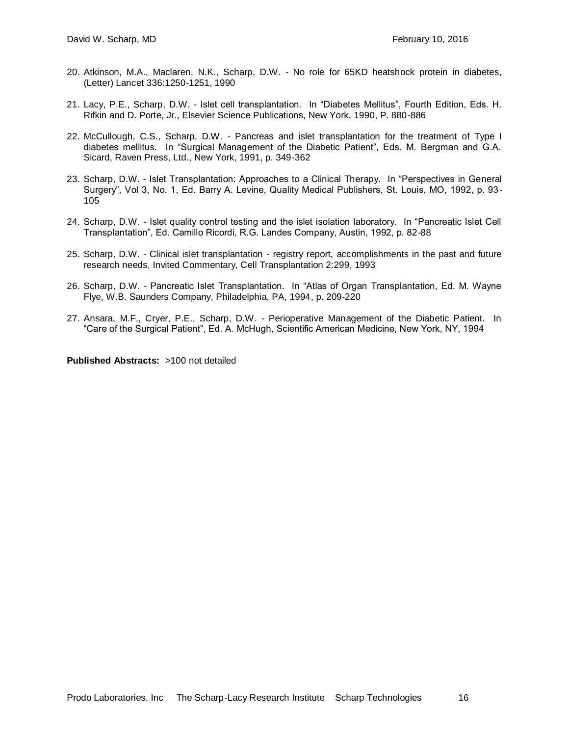20. Atkinson, M.A., Maclaren, N.K., Scharp, D.W. - No role for 65KD heatshock protein in diabetes, (Letter) Lancet 336:1250-1251, 1990

21. Lacy, P.E., Scharp, D.W. - Islet cell transplantation. In "Diabetes Mellitus", Fourth Edition, Eds. H. Rifkin and D. Porte, Jr., Elsevier Science Publications, New York, 1990, P. 880-886

22. McCullough, C.S., Scharp, D.W. - Pancreas and islet transplantation for the treatment of Type I diabetes mellitus. In "Surgical Management of the Diabetic Patient", Eds. M. Bergman and G.A. Sicard, Raven Press, Ltd., New York, 1991, p. 349-362

23. Scharp, D.W. - Islet Transplantation: Approaches to a Clinical Therapy. In "Perspectives in General Surgery", Vol 3, No. 1, Ed. Barry A. Levine, Quality Medical Publishers, St. Louis, MO, 1992, p. 93-105

24. Scharp, D.W. - Islet quality control testing and the islet isolation laboratory. In "Pancreatic Islet Cell Transplantation", Ed. Camillo Ricordi, R.G. Landes Company, Austin, 1992, p. 82-88

25. Scharp, D.W. - Clinical islet transplantation - registry report, accomplishments in the past and future research needs, Invited Commentary, Cell Transplantation 2:299, 1993

26. Scharp, D.W. - Pancreatic Islet Transplantation. In "Atlas of Organ Transplantation, Ed. M. Wayne Flye, W.B. Saunders Company, Philadelphia, PA, 1994, p. 209-220

27. Ansara, M.F., Cryer, P.E., Scharp, D.W. - Perioperative Management of the Diabetic Patient. In "Care of the Surgical Patient", Ed. A. McHugh, Scientific American Medicine, New York, NY, 1994

**Published Abstracts:** >100 not detailed